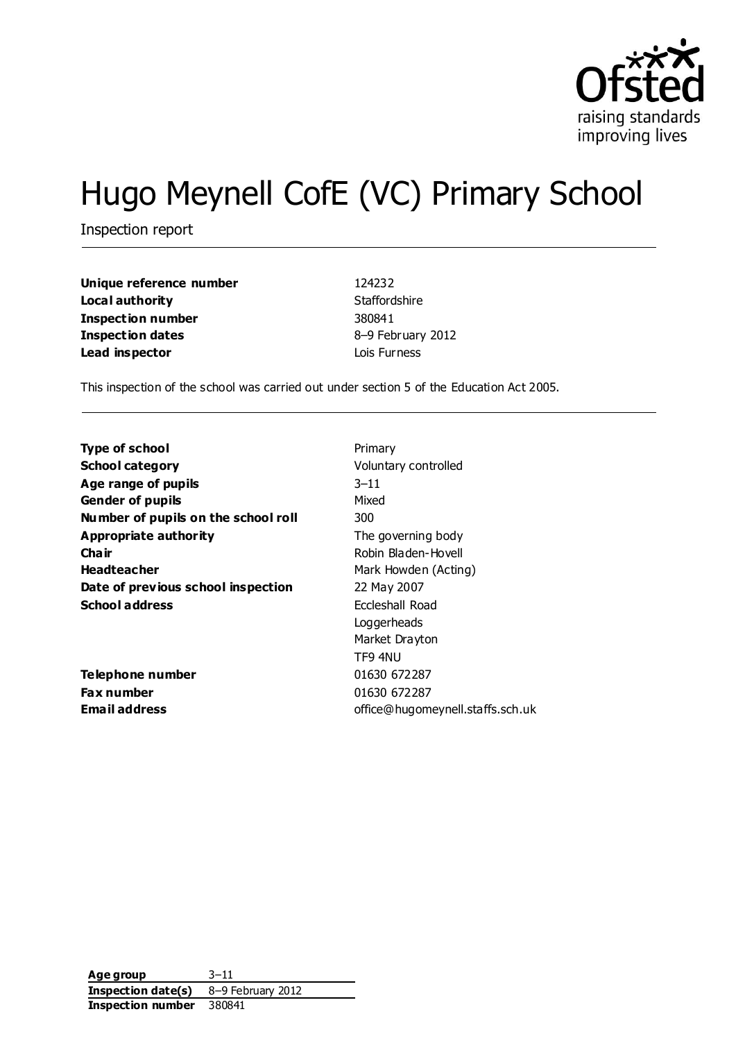Ofsted
raising standards
improving lives

# Hugo Meynell CofE (VC) Primary School

Inspection report

| | |
|---|---|
| **Unique reference number** | 124232 |
| **Local authority** | Staffordshire |
| **Inspection number** | 380841 |
| **Inspection dates** | 8–9 February 2012 |
| **Lead inspector** | Lois Furness |

This inspection of the school was carried out under section 5 of the Education Act 2005.

| | |
|---|---|
| **Type of school** | Primary |
| **School category** | Voluntary controlled |
| **Age range of pupils** | 3–11 |
| **Gender of pupils** | Mixed |
| **Number of pupils on the school roll** | 300 |
| **Appropriate authority** | The governing body |
| **Chair** | Robin Bladen-Hovell |
| **Headteacher** | Mark Howden (Acting) |
| **Date of previous school inspection** | 22 May 2007 |
| **School address** | Eccleshall Road<br>Loggerheads<br>Market Drayton<br>TF9 4NU |
| **Telephone number** | 01630 672287 |
| **Fax number** | 01630 672287 |
| **Email address** | office@hugomeynell.staffs.sch.uk |

| | |
|---|---|
| **Age group** | 3–11 |
| **Inspection date(s)** | 8–9 February 2012 |
| **Inspection number** | 380841 |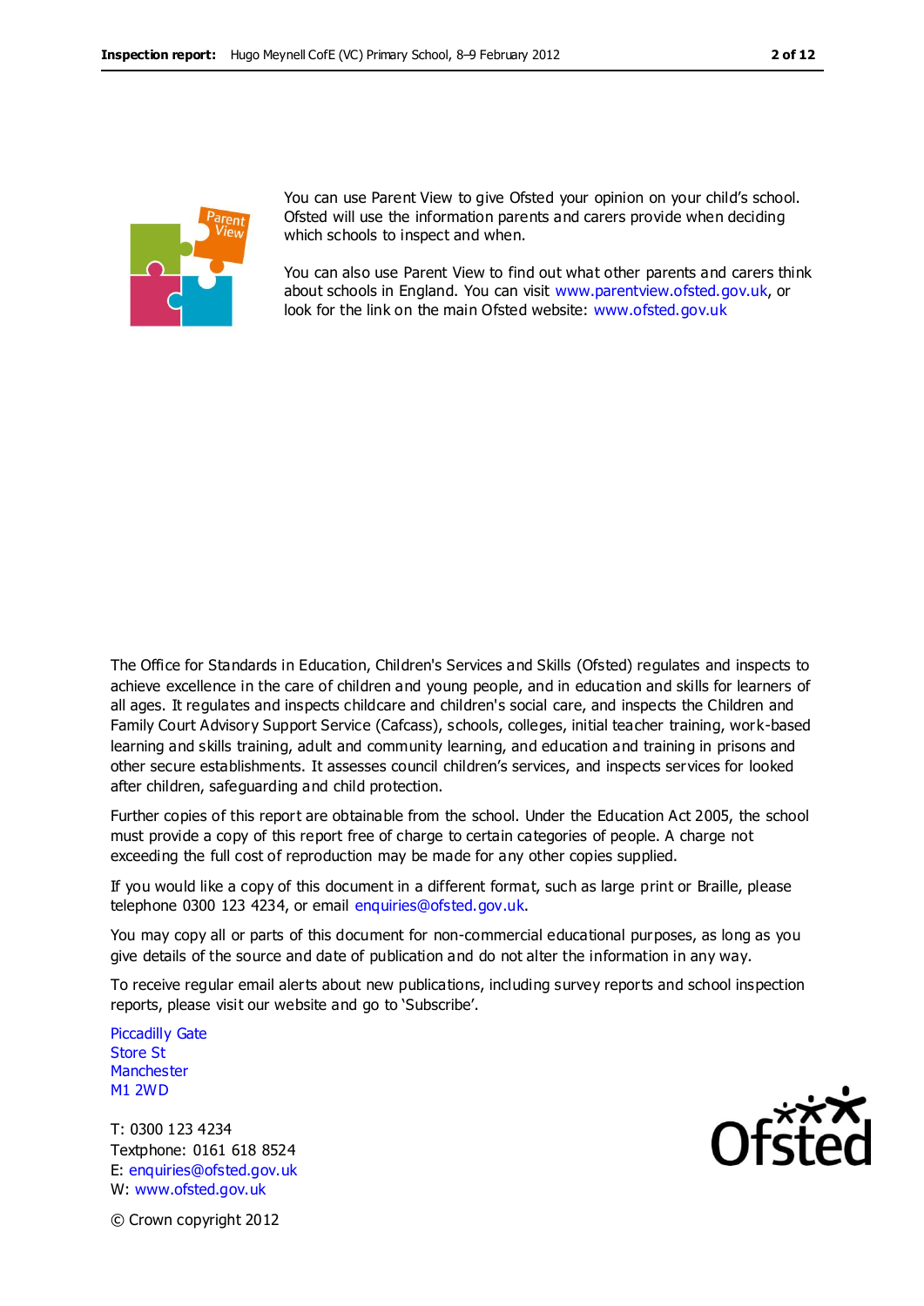You can use Parent View to give Ofsted your opinion on your child's school. Ofsted will use the information parents and carers provide when deciding which schools to inspect and when.

You can also use Parent View to find out what other parents and carers think about schools in England. You can visit www.parentview.ofsted.gov.uk, or look for the link on the main Ofsted website: www.ofsted.gov.uk

The Office for Standards in Education, Children's Services and Skills (Ofsted) regulates and inspects to achieve excellence in the care of children and young people, and in education and skills for learners of all ages. It regulates and inspects childcare and children's social care, and inspects the Children and Family Court Advisory Support Service (Cafcass), schools, colleges, initial teacher training, work-based learning and skills training, adult and community learning, and education and training in prisons and other secure establishments. It assesses council children's services, and inspects services for looked after children, safeguarding and child protection.

Further copies of this report are obtainable from the school. Under the Education Act 2005, the school must provide a copy of this report free of charge to certain categories of people. A charge not exceeding the full cost of reproduction may be made for any other copies supplied.

If you would like a copy of this document in a different format, such as large print or Braille, please telephone 0300 123 4234, or email enquiries@ofsted.gov.uk.

You may copy all or parts of this document for non-commercial educational purposes, as long as you give details of the source and date of publication and do not alter the information in any way.

To receive regular email alerts about new publications, including survey reports and school inspection reports, please visit our website and go to 'Subscribe'.

Piccadilly Gate
Store St
Manchester
M1 2WD

T: 0300 123 4234
Textphone: 0161 618 8524
E: enquiries@ofsted.gov.uk
W: www.ofsted.gov.uk

© Crown copyright 2012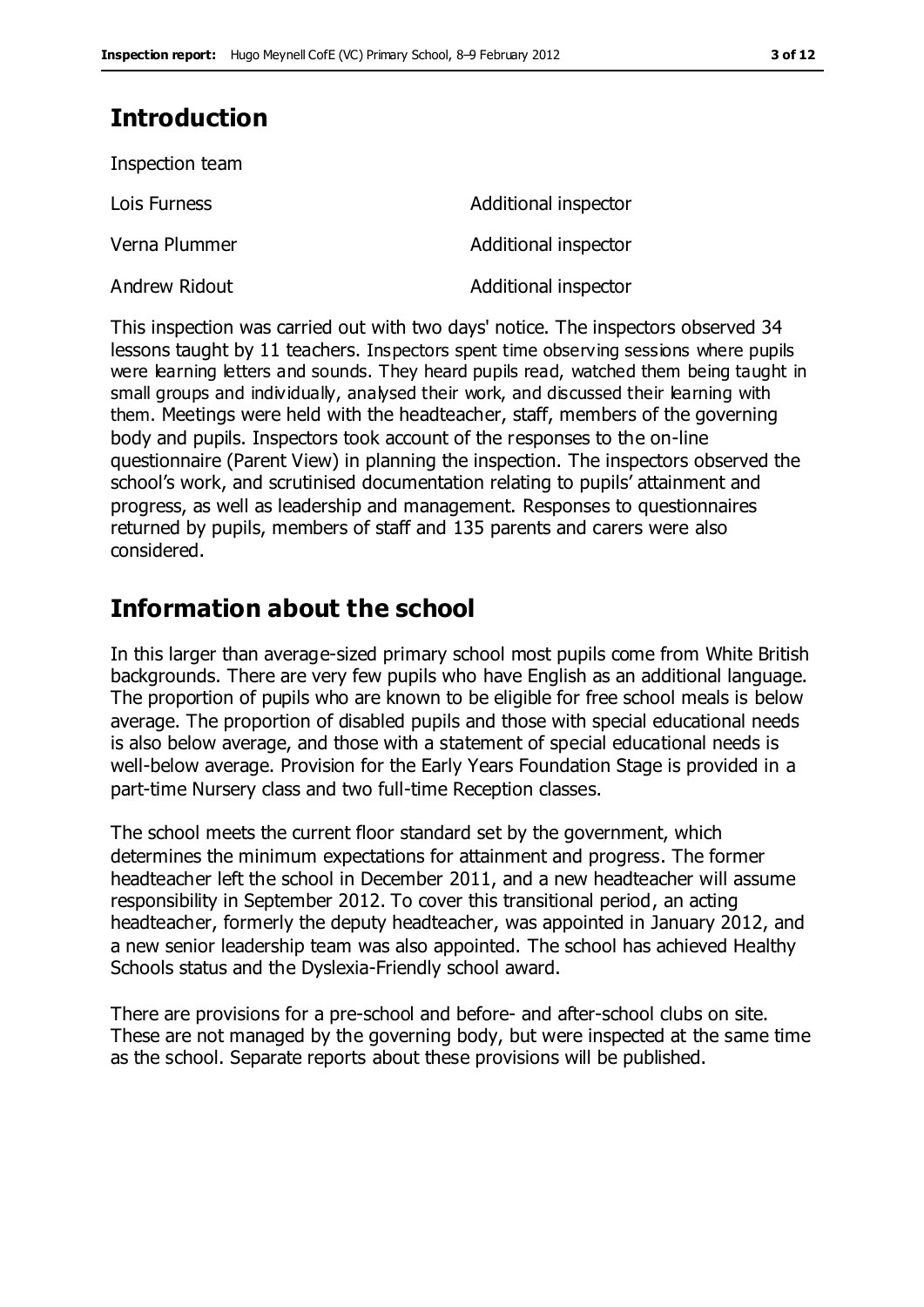## Introduction

Inspection team

| | |
|---|---|
| Lois Furness | Additional inspector |
| Verna Plummer | Additional inspector |
| Andrew Ridout | Additional inspector |

This inspection was carried out with two days' notice. The inspectors observed 34 lessons taught by 11 teachers. Inspectors spent time observing sessions where pupils were learning letters and sounds. They heard pupils read, watched them being taught in small groups and individually, analysed their work, and discussed their learning with them. Meetings were held with the headteacher, staff, members of the governing body and pupils. Inspectors took account of the responses to the on-line questionnaire (Parent View) in planning the inspection. The inspectors observed the school's work, and scrutinised documentation relating to pupils' attainment and progress, as well as leadership and management. Responses to questionnaires returned by pupils, members of staff and 135 parents and carers were also considered.

## Information about the school

In this larger than average-sized primary school most pupils come from White British backgrounds. There are very few pupils who have English as an additional language. The proportion of pupils who are known to be eligible for free school meals is below average. The proportion of disabled pupils and those with special educational needs is also below average, and those with a statement of special educational needs is well-below average. Provision for the Early Years Foundation Stage is provided in a part-time Nursery class and two full-time Reception classes.

The school meets the current floor standard set by the government, which determines the minimum expectations for attainment and progress. The former headteacher left the school in December 2011, and a new headteacher will assume responsibility in September 2012. To cover this transitional period, an acting headteacher, formerly the deputy headteacher, was appointed in January 2012, and a new senior leadership team was also appointed. The school has achieved Healthy Schools status and the Dyslexia-Friendly school award.

There are provisions for a pre-school and before- and after-school clubs on site. These are not managed by the governing body, but were inspected at the same time as the school. Separate reports about these provisions will be published.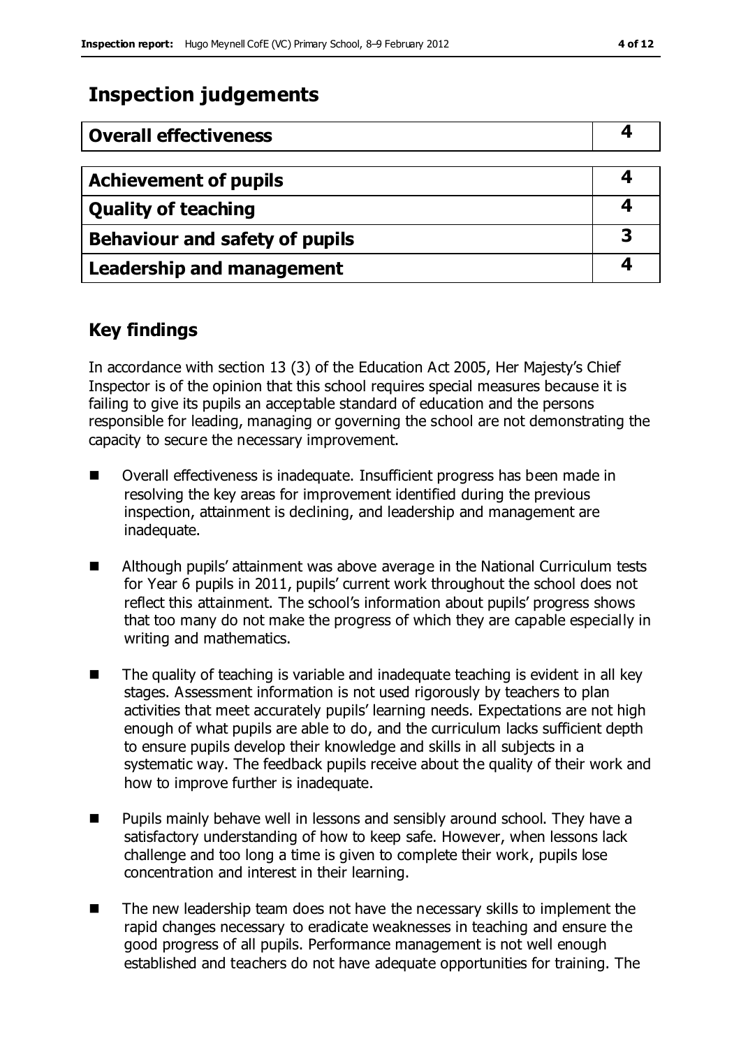## Inspection judgements

| Overall effectiveness | 4 |
|---|---|

| Achievement of pupils | 4 |
|---|---|
| Quality of teaching | 4 |
| Behaviour and safety of pupils | 3 |
| Leadership and management | 4 |

## Key findings

In accordance with section 13 (3) of the Education Act 2005, Her Majesty's Chief Inspector is of the opinion that this school requires special measures because it is failing to give its pupils an acceptable standard of education and the persons responsible for leading, managing or governing the school are not demonstrating the capacity to secure the necessary improvement.

- Overall effectiveness is inadequate. Insufficient progress has been made in resolving the key areas for improvement identified during the previous inspection, attainment is declining, and leadership and management are inadequate.
- Although pupils' attainment was above average in the National Curriculum tests for Year 6 pupils in 2011, pupils' current work throughout the school does not reflect this attainment. The school's information about pupils' progress shows that too many do not make the progress of which they are capable especially in writing and mathematics.
- The quality of teaching is variable and inadequate teaching is evident in all key stages. Assessment information is not used rigorously by teachers to plan activities that meet accurately pupils' learning needs. Expectations are not high enough of what pupils are able to do, and the curriculum lacks sufficient depth to ensure pupils develop their knowledge and skills in all subjects in a systematic way. The feedback pupils receive about the quality of their work and how to improve further is inadequate.
- Pupils mainly behave well in lessons and sensibly around school. They have a satisfactory understanding of how to keep safe. However, when lessons lack challenge and too long a time is given to complete their work, pupils lose concentration and interest in their learning.
- The new leadership team does not have the necessary skills to implement the rapid changes necessary to eradicate weaknesses in teaching and ensure the good progress of all pupils. Performance management is not well enough established and teachers do not have adequate opportunities for training. The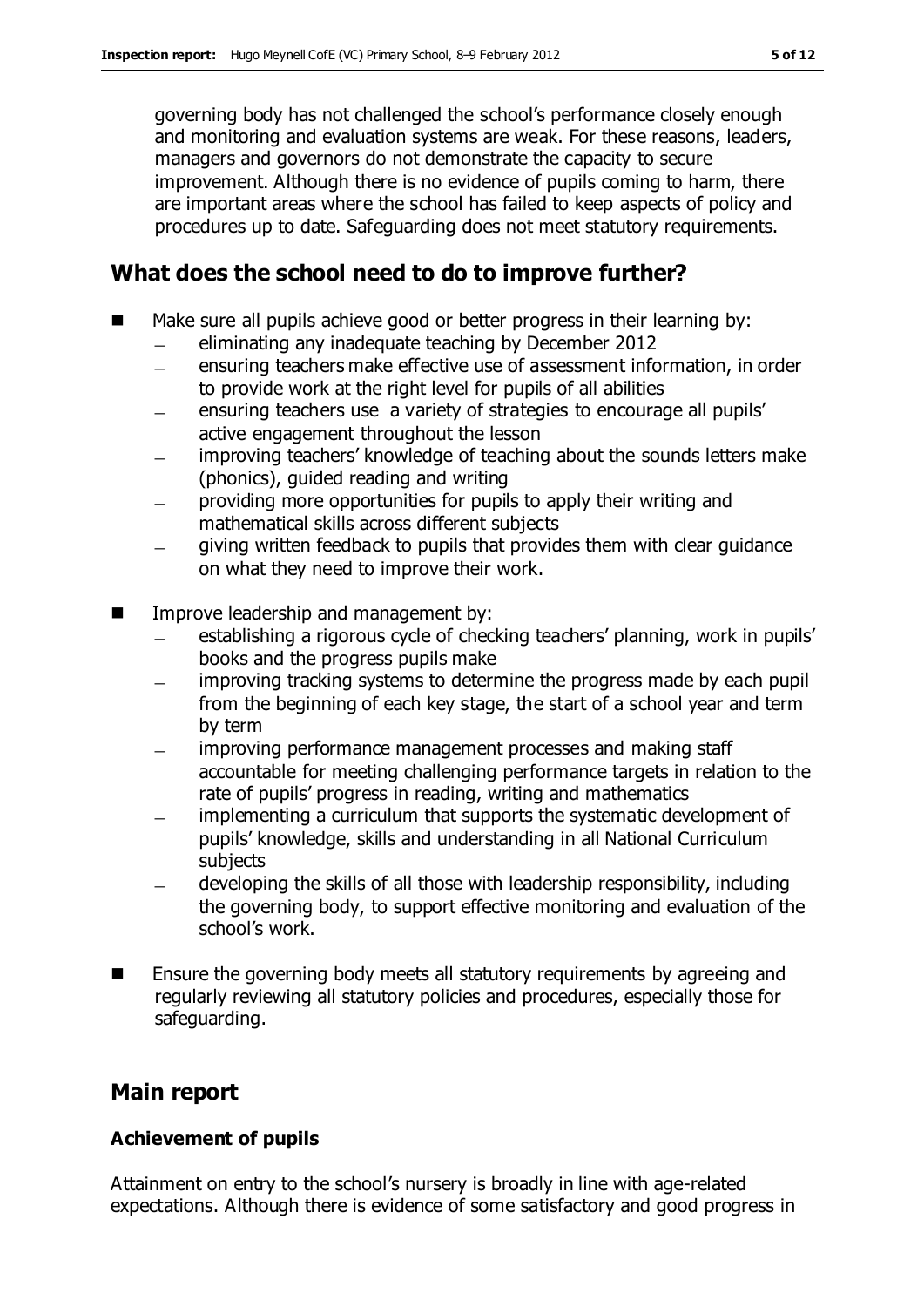governing body has not challenged the school's performance closely enough and monitoring and evaluation systems are weak. For these reasons, leaders, managers and governors do not demonstrate the capacity to secure improvement. Although there is no evidence of pupils coming to harm, there are important areas where the school has failed to keep aspects of policy and procedures up to date. Safeguarding does not meet statutory requirements.

## What does the school need to do to improve further?

- Make sure all pupils achieve good or better progress in their learning by:
  - eliminating any inadequate teaching by December 2012
  - ensuring teachers make effective use of assessment information, in order to provide work at the right level for pupils of all abilities
  - ensuring teachers use a variety of strategies to encourage all pupils' active engagement throughout the lesson
  - improving teachers' knowledge of teaching about the sounds letters make (phonics), guided reading and writing
  - providing more opportunities for pupils to apply their writing and mathematical skills across different subjects
  - giving written feedback to pupils that provides them with clear guidance on what they need to improve their work.
- Improve leadership and management by:
  - establishing a rigorous cycle of checking teachers' planning, work in pupils' books and the progress pupils make
  - improving tracking systems to determine the progress made by each pupil from the beginning of each key stage, the start of a school year and term by term
  - improving performance management processes and making staff accountable for meeting challenging performance targets in relation to the rate of pupils' progress in reading, writing and mathematics
  - implementing a curriculum that supports the systematic development of pupils' knowledge, skills and understanding in all National Curriculum subjects
  - developing the skills of all those with leadership responsibility, including the governing body, to support effective monitoring and evaluation of the school's work.
- Ensure the governing body meets all statutory requirements by agreeing and regularly reviewing all statutory policies and procedures, especially those for safeguarding.

## Main report

### Achievement of pupils

Attainment on entry to the school's nursery is broadly in line with age-related expectations. Although there is evidence of some satisfactory and good progress in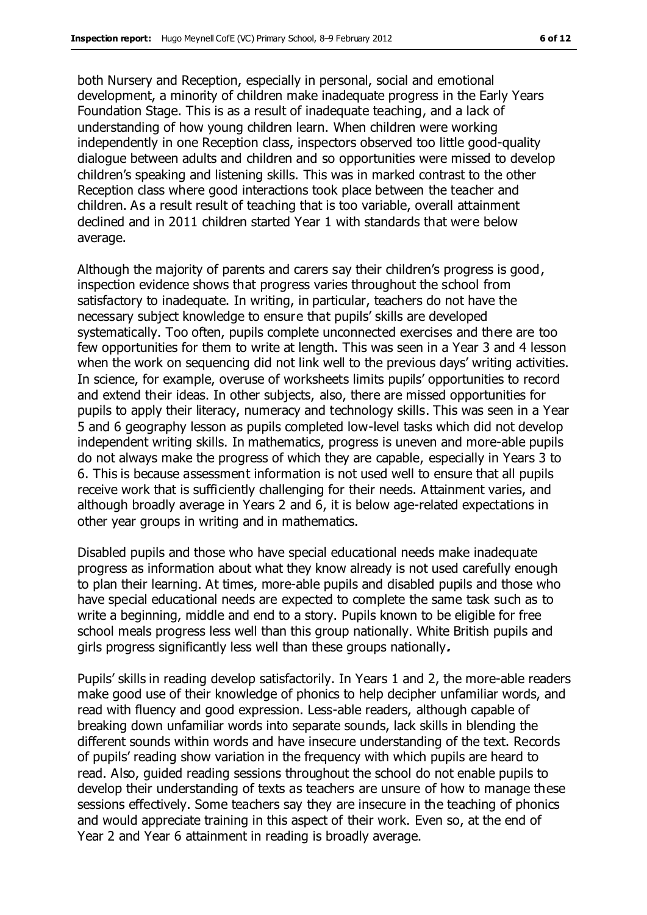both Nursery and Reception, especially in personal, social and emotional development, a minority of children make inadequate progress in the Early Years Foundation Stage. This is as a result of inadequate teaching, and a lack of understanding of how young children learn. When children were working independently in one Reception class, inspectors observed too little good-quality dialogue between adults and children and so opportunities were missed to develop children's speaking and listening skills. This was in marked contrast to the other Reception class where good interactions took place between the teacher and children. As a result result of teaching that is too variable, overall attainment declined and in 2011 children started Year 1 with standards that were below average.

Although the majority of parents and carers say their children's progress is good, inspection evidence shows that progress varies throughout the school from satisfactory to inadequate. In writing, in particular, teachers do not have the necessary subject knowledge to ensure that pupils' skills are developed systematically. Too often, pupils complete unconnected exercises and there are too few opportunities for them to write at length. This was seen in a Year 3 and 4 lesson when the work on sequencing did not link well to the previous days' writing activities. In science, for example, overuse of worksheets limits pupils' opportunities to record and extend their ideas. In other subjects, also, there are missed opportunities for pupils to apply their literacy, numeracy and technology skills. This was seen in a Year 5 and 6 geography lesson as pupils completed low-level tasks which did not develop independent writing skills. In mathematics, progress is uneven and more-able pupils do not always make the progress of which they are capable, especially in Years 3 to 6. This is because assessment information is not used well to ensure that all pupils receive work that is sufficiently challenging for their needs. Attainment varies, and although broadly average in Years 2 and 6, it is below age-related expectations in other year groups in writing and in mathematics.

Disabled pupils and those who have special educational needs make inadequate progress as information about what they know already is not used carefully enough to plan their learning. At times, more-able pupils and disabled pupils and those who have special educational needs are expected to complete the same task such as to write a beginning, middle and end to a story. Pupils known to be eligible for free school meals progress less well than this group nationally. White British pupils and girls progress significantly less well than these groups nationally**.**

Pupils' skills in reading develop satisfactorily. In Years 1 and 2, the more-able readers make good use of their knowledge of phonics to help decipher unfamiliar words, and read with fluency and good expression. Less-able readers, although capable of breaking down unfamiliar words into separate sounds, lack skills in blending the different sounds within words and have insecure understanding of the text. Records of pupils' reading show variation in the frequency with which pupils are heard to read. Also, guided reading sessions throughout the school do not enable pupils to develop their understanding of texts as teachers are unsure of how to manage these sessions effectively. Some teachers say they are insecure in the teaching of phonics and would appreciate training in this aspect of their work. Even so, at the end of Year 2 and Year 6 attainment in reading is broadly average.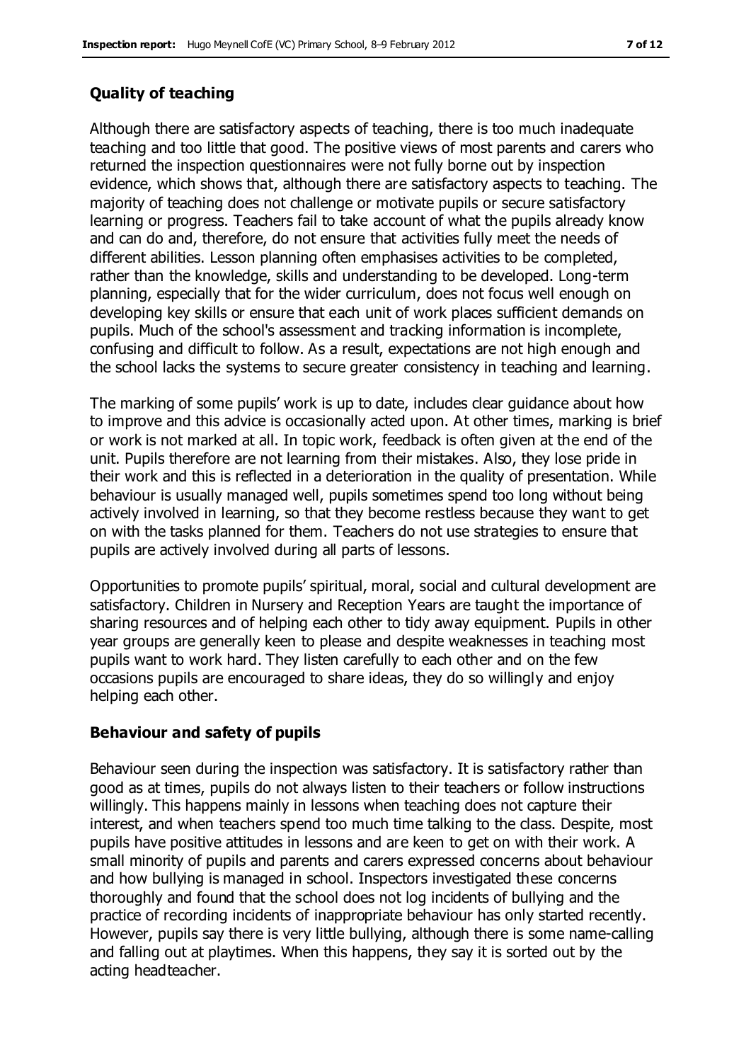### Quality of teaching

Although there are satisfactory aspects of teaching, there is too much inadequate teaching and too little that good. The positive views of most parents and carers who returned the inspection questionnaires were not fully borne out by inspection evidence, which shows that, although there are satisfactory aspects to teaching. The majority of teaching does not challenge or motivate pupils or secure satisfactory learning or progress. Teachers fail to take account of what the pupils already know and can do and, therefore, do not ensure that activities fully meet the needs of different abilities. Lesson planning often emphasises activities to be completed, rather than the knowledge, skills and understanding to be developed. Long-term planning, especially that for the wider curriculum, does not focus well enough on developing key skills or ensure that each unit of work places sufficient demands on pupils. Much of the school's assessment and tracking information is incomplete, confusing and difficult to follow. As a result, expectations are not high enough and the school lacks the systems to secure greater consistency in teaching and learning.

The marking of some pupils' work is up to date, includes clear guidance about how to improve and this advice is occasionally acted upon. At other times, marking is brief or work is not marked at all. In topic work, feedback is often given at the end of the unit. Pupils therefore are not learning from their mistakes. Also, they lose pride in their work and this is reflected in a deterioration in the quality of presentation. While behaviour is usually managed well, pupils sometimes spend too long without being actively involved in learning, so that they become restless because they want to get on with the tasks planned for them. Teachers do not use strategies to ensure that pupils are actively involved during all parts of lessons.

Opportunities to promote pupils' spiritual, moral, social and cultural development are satisfactory. Children in Nursery and Reception Years are taught the importance of sharing resources and of helping each other to tidy away equipment. Pupils in other year groups are generally keen to please and despite weaknesses in teaching most pupils want to work hard. They listen carefully to each other and on the few occasions pupils are encouraged to share ideas, they do so willingly and enjoy helping each other.

### Behaviour and safety of pupils

Behaviour seen during the inspection was satisfactory. It is satisfactory rather than good as at times, pupils do not always listen to their teachers or follow instructions willingly. This happens mainly in lessons when teaching does not capture their interest, and when teachers spend too much time talking to the class. Despite, most pupils have positive attitudes in lessons and are keen to get on with their work. A small minority of pupils and parents and carers expressed concerns about behaviour and how bullying is managed in school. Inspectors investigated these concerns thoroughly and found that the school does not log incidents of bullying and the practice of recording incidents of inappropriate behaviour has only started recently. However, pupils say there is very little bullying, although there is some name-calling and falling out at playtimes. When this happens, they say it is sorted out by the acting headteacher.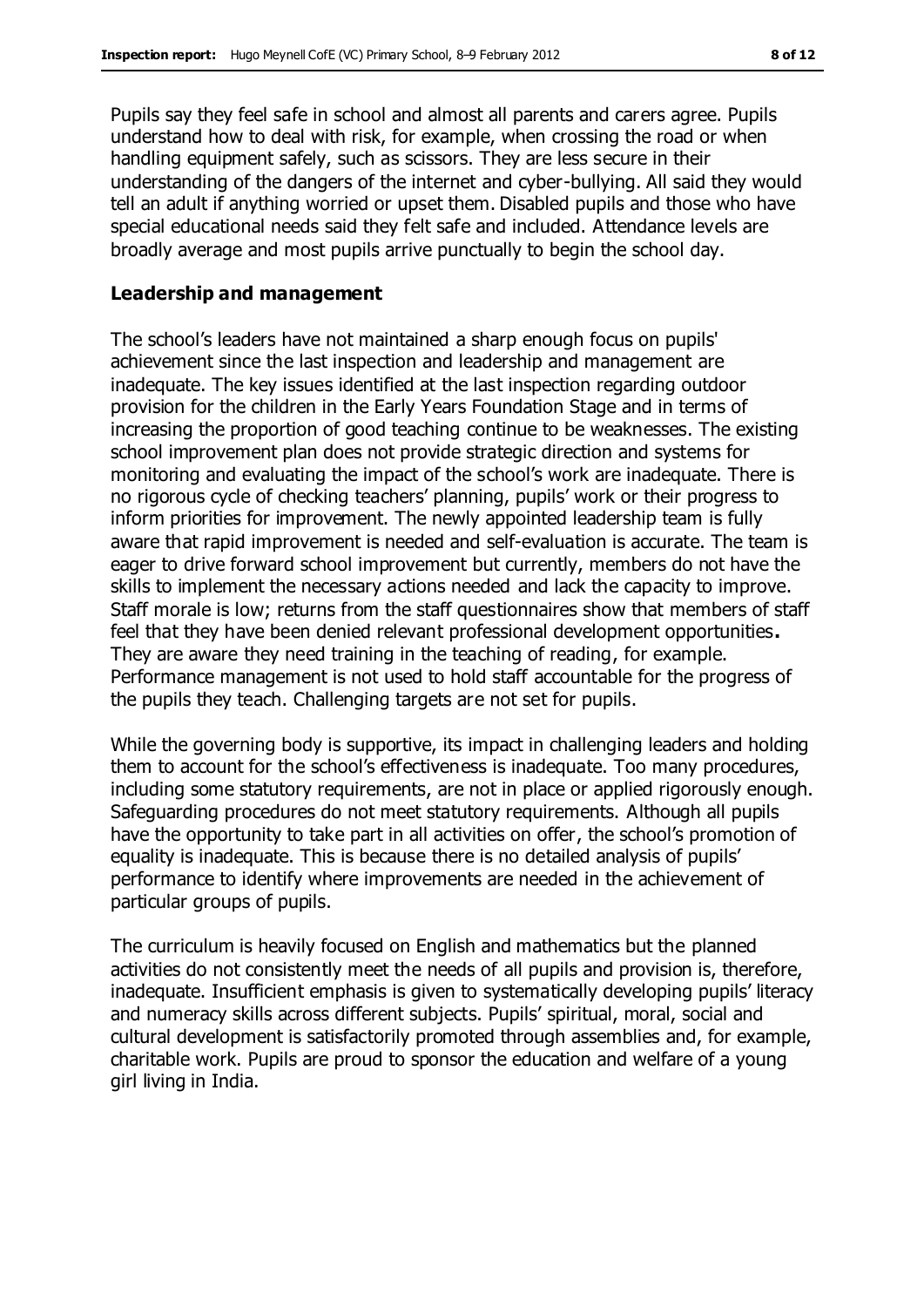Pupils say they feel safe in school and almost all parents and carers agree. Pupils understand how to deal with risk, for example, when crossing the road or when handling equipment safely, such as scissors. They are less secure in their understanding of the dangers of the internet and cyber-bullying. All said they would tell an adult if anything worried or upset them. Disabled pupils and those who have special educational needs said they felt safe and included. Attendance levels are broadly average and most pupils arrive punctually to begin the school day.

### Leadership and management

The school's leaders have not maintained a sharp enough focus on pupils' achievement since the last inspection and leadership and management are inadequate. The key issues identified at the last inspection regarding outdoor provision for the children in the Early Years Foundation Stage and in terms of increasing the proportion of good teaching continue to be weaknesses. The existing school improvement plan does not provide strategic direction and systems for monitoring and evaluating the impact of the school's work are inadequate. There is no rigorous cycle of checking teachers' planning, pupils' work or their progress to inform priorities for improvement. The newly appointed leadership team is fully aware that rapid improvement is needed and self-evaluation is accurate. The team is eager to drive forward school improvement but currently, members do not have the skills to implement the necessary actions needed and lack the capacity to improve. Staff morale is low; returns from the staff questionnaires show that members of staff feel that they have been denied relevant professional development opportunities**.** They are aware they need training in the teaching of reading, for example. Performance management is not used to hold staff accountable for the progress of the pupils they teach. Challenging targets are not set for pupils.

While the governing body is supportive, its impact in challenging leaders and holding them to account for the school's effectiveness is inadequate. Too many procedures, including some statutory requirements, are not in place or applied rigorously enough. Safeguarding procedures do not meet statutory requirements. Although all pupils have the opportunity to take part in all activities on offer, the school's promotion of equality is inadequate. This is because there is no detailed analysis of pupils' performance to identify where improvements are needed in the achievement of particular groups of pupils.

The curriculum is heavily focused on English and mathematics but the planned activities do not consistently meet the needs of all pupils and provision is, therefore, inadequate. Insufficient emphasis is given to systematically developing pupils' literacy and numeracy skills across different subjects. Pupils' spiritual, moral, social and cultural development is satisfactorily promoted through assemblies and, for example, charitable work. Pupils are proud to sponsor the education and welfare of a young girl living in India.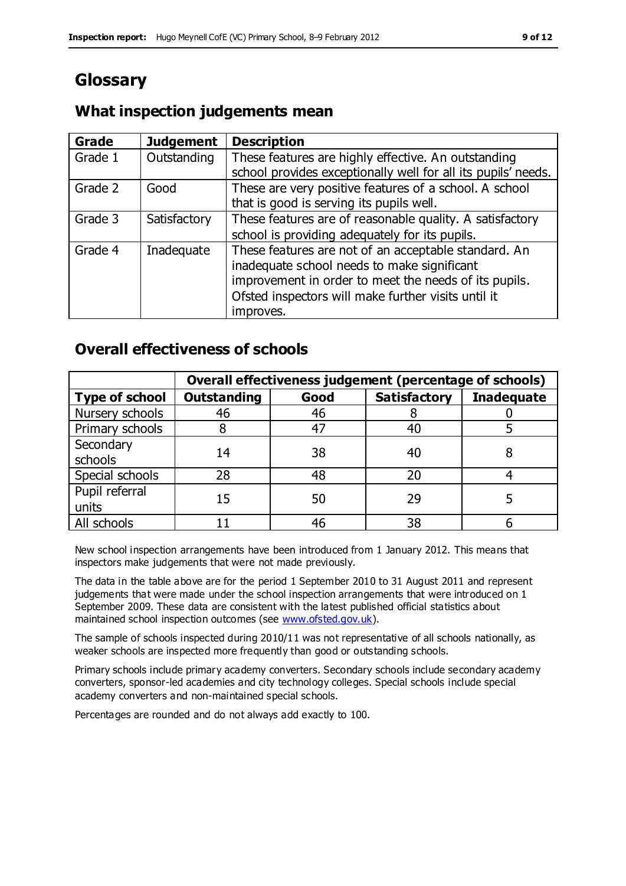# Glossary

## What inspection judgements mean

| Grade | Judgement | Description |
|---|---|---|
| Grade 1 | Outstanding | These features are highly effective. An outstanding school provides exceptionally well for all its pupils' needs. |
| Grade 2 | Good | These are very positive features of a school. A school that is good is serving its pupils well. |
| Grade 3 | Satisfactory | These features are of reasonable quality. A satisfactory school is providing adequately for its pupils. |
| Grade 4 | Inadequate | These features are not of an acceptable standard. An inadequate school needs to make significant improvement in order to meet the needs of its pupils. Ofsted inspectors will make further visits until it improves. |

## Overall effectiveness of schools

| | Overall effectiveness judgement (percentage of schools) | | | |
|---|---|---|---|---|
| **Type of school** | **Outstanding** | **Good** | **Satisfactory** | **Inadequate** |
| Nursery schools | 46 | 46 | 8 | 0 |
| Primary schools | 8 | 47 | 40 | 5 |
| Secondary schools | 14 | 38 | 40 | 8 |
| Special schools | 28 | 48 | 20 | 4 |
| Pupil referral units | 15 | 50 | 29 | 5 |
| All schools | 11 | 46 | 38 | 6 |

New school inspection arrangements have been introduced from 1 January 2012. This means that inspectors make judgements that were not made previously.

The data in the table above are for the period 1 September 2010 to 31 August 2011 and represent judgements that were made under the school inspection arrangements that were introduced on 1 September 2009. These data are consistent with the latest published official statistics about maintained school inspection outcomes (see www.ofsted.gov.uk).

The sample of schools inspected during 2010/11 was not representative of all schools nationally, as weaker schools are inspected more frequently than good or outstanding schools.

Primary schools include primary academy converters. Secondary schools include secondary academy converters, sponsor-led academies and city technology colleges. Special schools include special academy converters and non-maintained special schools.

Percentages are rounded and do not always add exactly to 100.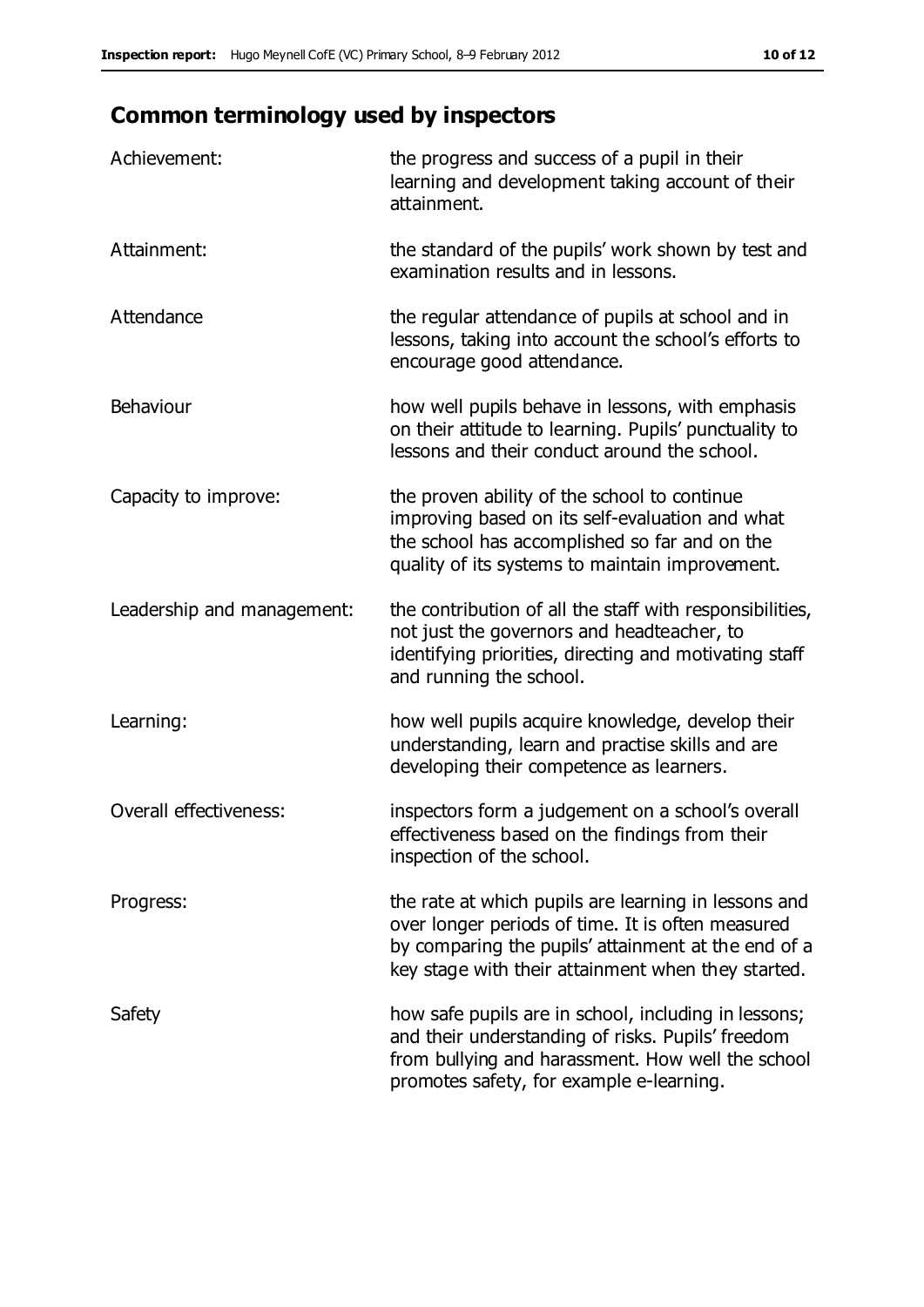## Common terminology used by inspectors

| | |
|---|---|
| Achievement: | the progress and success of a pupil in their learning and development taking account of their attainment. |
| Attainment: | the standard of the pupils' work shown by test and examination results and in lessons. |
| Attendance | the regular attendance of pupils at school and in lessons, taking into account the school's efforts to encourage good attendance. |
| Behaviour | how well pupils behave in lessons, with emphasis on their attitude to learning. Pupils' punctuality to lessons and their conduct around the school. |
| Capacity to improve: | the proven ability of the school to continue improving based on its self-evaluation and what the school has accomplished so far and on the quality of its systems to maintain improvement. |
| Leadership and management: | the contribution of all the staff with responsibilities, not just the governors and headteacher, to identifying priorities, directing and motivating staff and running the school. |
| Learning: | how well pupils acquire knowledge, develop their understanding, learn and practise skills and are developing their competence as learners. |
| Overall effectiveness: | inspectors form a judgement on a school's overall effectiveness based on the findings from their inspection of the school. |
| Progress: | the rate at which pupils are learning in lessons and over longer periods of time. It is often measured by comparing the pupils' attainment at the end of a key stage with their attainment when they started. |
| Safety | how safe pupils are in school, including in lessons; and their understanding of risks. Pupils' freedom from bullying and harassment. How well the school promotes safety, for example e-learning. |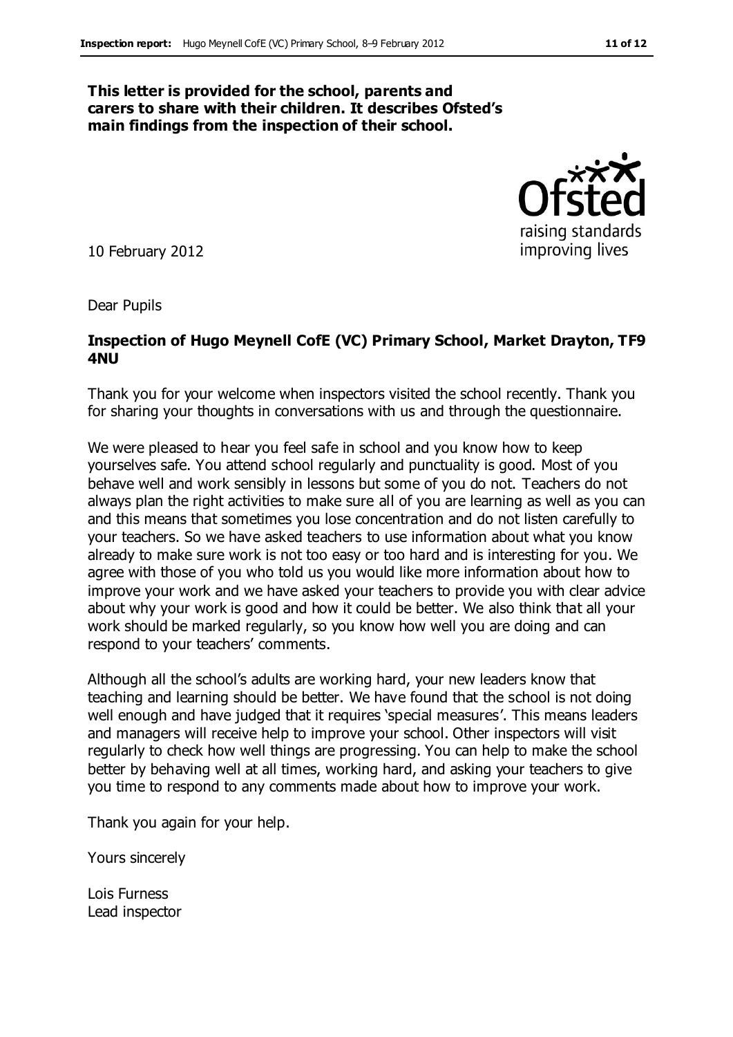**This letter is provided for the school, parents and carers to share with their children. It describes Ofsted's main findings from the inspection of their school.**

10 February 2012

Dear Pupils

**Inspection of Hugo Meynell CofE (VC) Primary School, Market Drayton, TF9 4NU**

Thank you for your welcome when inspectors visited the school recently. Thank you for sharing your thoughts in conversations with us and through the questionnaire.

We were pleased to hear you feel safe in school and you know how to keep yourselves safe. You attend school regularly and punctuality is good. Most of you behave well and work sensibly in lessons but some of you do not. Teachers do not always plan the right activities to make sure all of you are learning as well as you can and this means that sometimes you lose concentration and do not listen carefully to your teachers. So we have asked teachers to use information about what you know already to make sure work is not too easy or too hard and is interesting for you. We agree with those of you who told us you would like more information about how to improve your work and we have asked your teachers to provide you with clear advice about why your work is good and how it could be better. We also think that all your work should be marked regularly, so you know how well you are doing and can respond to your teachers' comments.

Although all the school's adults are working hard, your new leaders know that teaching and learning should be better. We have found that the school is not doing well enough and have judged that it requires 'special measures'. This means leaders and managers will receive help to improve your school. Other inspectors will visit regularly to check how well things are progressing. You can help to make the school better by behaving well at all times, working hard, and asking your teachers to give you time to respond to any comments made about how to improve your work.

Thank you again for your help.

Yours sincerely

Lois Furness
Lead inspector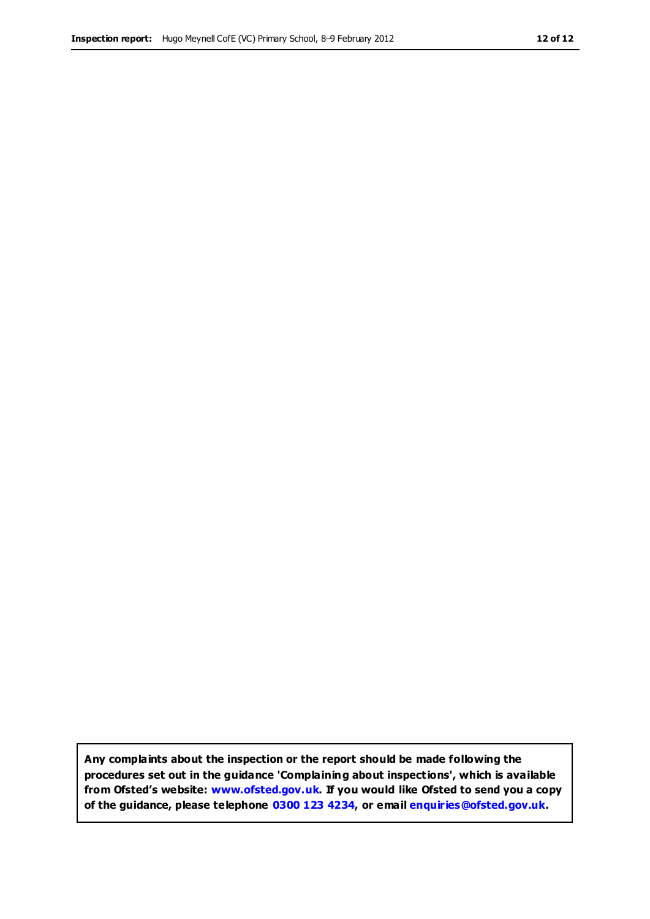**Any complaints about the inspection or the report should be made following the procedures set out in the guidance 'Complaining about inspections', which is available from Ofsted's website: www.ofsted.gov.uk. If you would like Ofsted to send you a copy of the guidance, please telephone 0300 123 4234, or email enquiries@ofsted.gov.uk.**